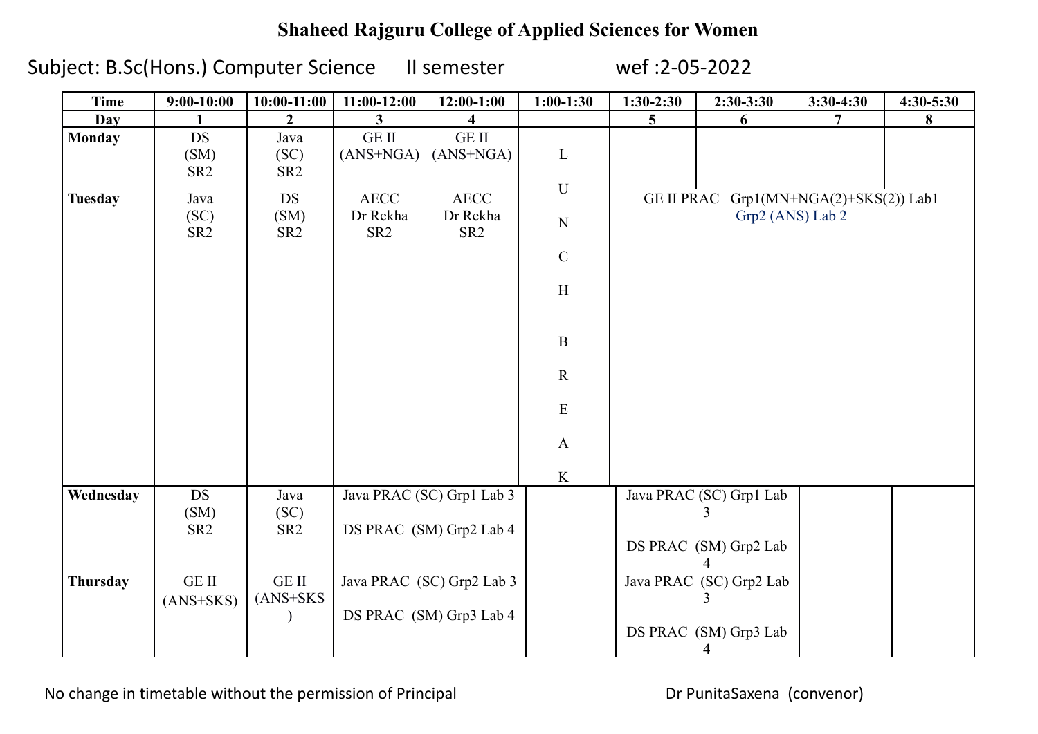# Shaheed Rajguru College of Applied Sciences for Women

Subject: B.Sc(Hons.) Computer Science    II semester    wef :2-05-2022

| Time | 9:00-10:00 | 10:00-11:00 | 11:00-12:00 | 12:00-1:00 | 1:00-1:30 | 1:30-2:30 | 2:30-3:30 | 3:30-4:30 | 4:30-5:30 |
|---|---|---|---|---|---|---|---|---|---|
| **Day** | **1** | **2** | **3** | **4** | | **5** | **6** | **7** | **8** |
| **Monday** | DS (SM) SR2 | Java (SC) SR2 | GE II (ANS+NGA) | GE II (ANS+NGA) | LUNCH BREAK | | | | |
| **Tuesday** | Java (SC) SR2 | DS (SM) SR2 | AECC Dr Rekha SR2 | AECC Dr Rekha SR2 | | GE II PRAC Grp1(MN+NGA(2)+SKS(2)) Lab1 Grp2 (ANS) Lab 2 | | | |
| **Wednesday** | DS (SM) SR2 | Java (SC) SR2 | Java PRAC (SC) Grp1 Lab 3 DS PRAC (SM) Grp2 Lab 4 | | | Java PRAC (SC) Grp1 Lab 3 DS PRAC (SM) Grp2 Lab 4 | | | |
| **Thursday** | GE II (ANS+SKS) | GE II (ANS+SKS) | Java PRAC (SC) Grp2 Lab 3 DS PRAC (SM) Grp3 Lab 4 | | | Java PRAC (SC) Grp2 Lab 3 DS PRAC (SM) Grp3 Lab 4 | | | |

No change in timetable without the permission of Principal

Dr PunitaSaxena (convenor)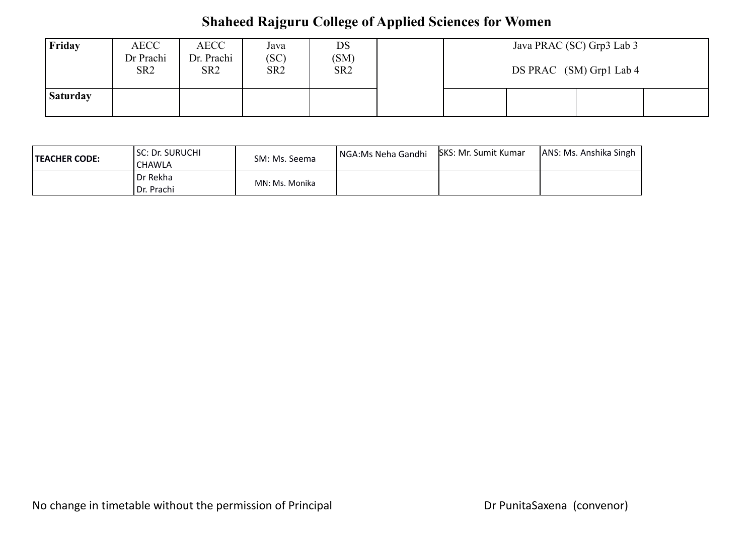# Shaheed Rajguru College of Applied Sciences for Women

| | | | | | | | | | |
|---|---|---|---|---|---|---|---|---|---|
| **Friday** | AECC<br>Dr Prachi<br>SR2 | AECC<br>Dr. Prachi<br>SR2 | Java<br>(SC)<br>SR2 | DS<br>(SM)<br>SR2 | | Java PRAC (SC) Grp3 Lab 3<br><br>DS PRAC (SM) Grp1 Lab 4 | | | |
| **Saturday** | | | | | | | | | |

| | | | | | |
|---|---|---|---|---|---|
| **TEACHER CODE:** | SC: Dr. SURUCHI CHAWLA | SM: Ms. Seema | NGA:Ms Neha Gandhi | SKS: Mr. Sumit Kumar | ANS: Ms. Anshika Singh |
| | Dr Rekha<br>Dr. Prachi | MN: Ms. Monika | | | |

No change in timetable without the permission of Principal

Dr PunitaSaxena (convenor)